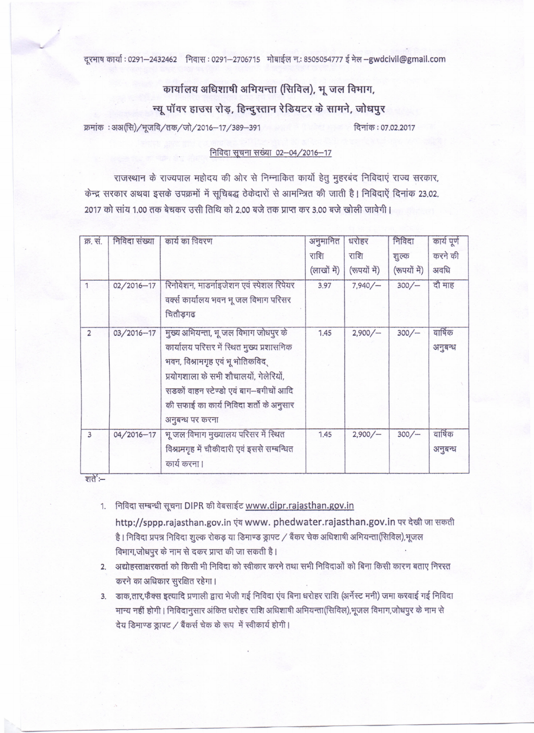दूरभाष कार्या : 0291–2432462 निवास : 0291–2706715 मोबाईल न.: 8505054777 ई मेल –gwdcivil@gmail.com

## कार्यालय अधिशाषी अभियन्ता (सिविल), भू जल विभाग,
## न्यू पॉवर हाउस रोड़, हिन्दुस्तान रेडियटर के सामने, जोधपुर

क्रमांक : अअ(सि)/भूजवि/तक/जो/2016–17/389–391 दिनांक : 07.02.2017

निविदा सूचना सख्या 02–04/2016–17

राजस्थान के राज्यपाल महोदय की ओर से निम्नाकित कार्यो हेतु मुहरबंद निविदाएं राज्य सरकार, केन्द्र सरकार अथवा इसके उपक्रमों में सूचिबद्ध ठेकेदारों से आमन्त्रित की जाती है। निविदाऐं दिनांक 23.02.2017 को सांय 1.00 तक बेचकर उसी तिथि को 2.00 बजे तक प्राप्त कर 3.00 बजे खोली जावेगी।

| क्र. सं. | निविदा संख्या | कार्य का विवरण | अनुमानित राशि (लाखों में) | धरोहर राशि (रूपयों में) | निविदा शुल्क (रूपयों में) | कार्य पूर्ण करने की अवधि |
|---|---|---|---|---|---|---|
| 1 | 02/2016–17 | रिनोवेशन, माडर्नाइजेशन एवं स्पेशल रिपेयर वर्क्स कार्यालय भवन भू जल विभाग परिसर चितौड़गढ | 3.97 | 7,940/– | 300/– | दो माह |
| 2 | 03/2016–17 | मुख्य अभियन्ता, भू जल विभाग जोधपुर के कार्यालय परिसर में स्थित मुख्य प्रशासनिक भवन, विश्रामगृह एवं भू भोतिकविद् प्रयोगशाला के सभी शौचालयों, गेलेरियों, सडकों वाहन स्टेण्डो एवं बाग–बगीचों आदि की सफाई का कार्य निविदा शर्तो के अनुसार अनुबन्ध पर करना | 1.45 | 2,900/– | 300/– | वार्षिक अनुबन्ध |
| 3 | 04/2016–17 | भू जल विभाग मुख्यालय परिसर में स्थित विश्रामगृह में चौकीदारी एवं इससे सम्बन्धित कार्य करना। | 1.45 | 2,900/– | 300/– | वार्षिक अनुबन्ध |

शर्ते:–

1. निविदा सम्बन्धी सूचना DIPR की वेबसाईट www.dipr.rajasthan.gov.in http://sppp.rajasthan.gov.in एंव www. phedwater.rajasthan.gov.in पर देखी जा सकती है। निविदा प्रपत्र निविदा शुल्क रोकड़ या डिमाण्ड ड्राफ्ट / बैंकर चेक अधिशाषी अभियन्ता(सिविल),भूजल विभाग,जोधपुर के नाम से दकर प्राप्त की जा सकती है।
2. अद्योहस्ताक्षरकर्ता को किसी भी निविदा को स्वीकार करने तथा सभी निविदाओं को बिना किसी कारण बताए निरस्त करने का अधिकार सुरक्षित रहेगा।
3. डाक,तार,फैक्स इत्यादि प्रणाली द्वारा भेजी गई निविदा एंव बिना धरोहर राशि (अर्नेस्ट मनी) जमा करवाई गई निविदा मान्य नहीं होगी। निविदानुसार अंकित धरोहर राशि अधिशाषी अभियन्ता(सिविल),भूजल विभाग,जोधपुर के नाम से देय डिमाण्ड ड्राफ्ट / बैंकर्स चेक के रूप में स्वीकार्य होगी।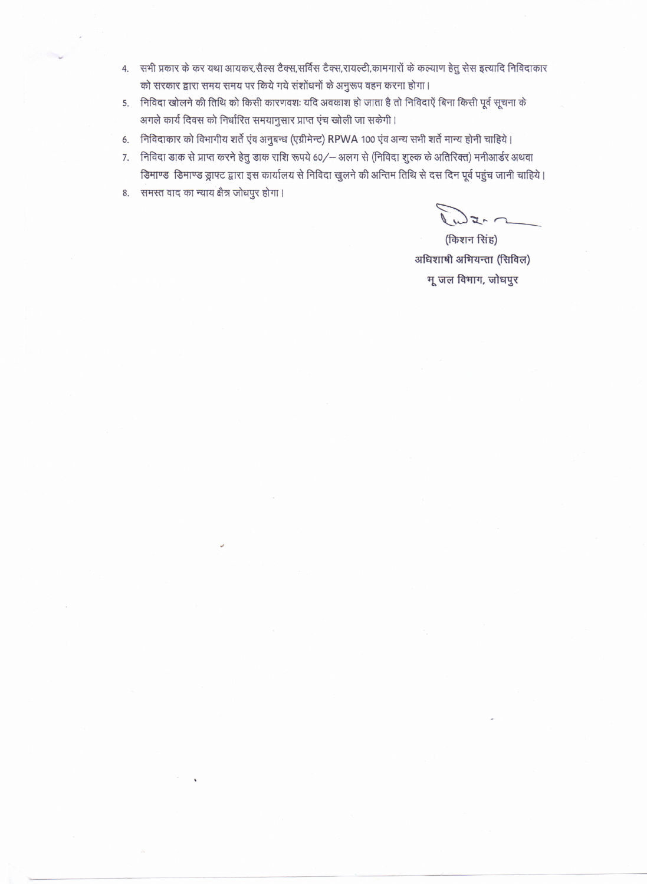4. सभी प्रकार के कर यथा आयकर,सैल्स टैक्स,सर्विस टैक्स,रायल्टी,कामगारों के कल्याण हेतु सेस इत्यादि निविदाकार को सरकार द्वारा समय समय पर किये गये संशोंधनों के अनुरूप वहन करना होगा।
5. निविदा खोलने की तिथि को किसी कारणवशः यदि अवकाश हो जाता है तो निविदाऐं बिना किसी पूर्व सूचना के अगले कार्य दिवस को निर्धारित समयानुसार प्राप्त एंव खोली जा सकेगी।
6. निविदाकार को विभागीय शर्तें एंव अनुबन्ध (एग्रीमेन्ट) RPWA 100 एंव अन्य सभी शर्तें मान्य होनी चाहिये।
7. निविदा डाक से प्राप्त करने हेतु डाक राशि रूपये 60/– अलग से (निविदा शुल्क के अतिरिक्त) मनीआर्डर अथवा डिमाण्ड डिमाण्ड ड्राफ्ट द्वारा इस कार्यालय से निविदा खुलने की अन्तिम तिथि से दस दिन पूर्व पहुंच जानी चाहिये।
8. समस्त वाद का न्याय क्षैत्र जोधपुर होगा।

(किशन सिंह)
अधिशाषी अभियन्ता (सिविल)
भू जल विभाग, जोधपुर